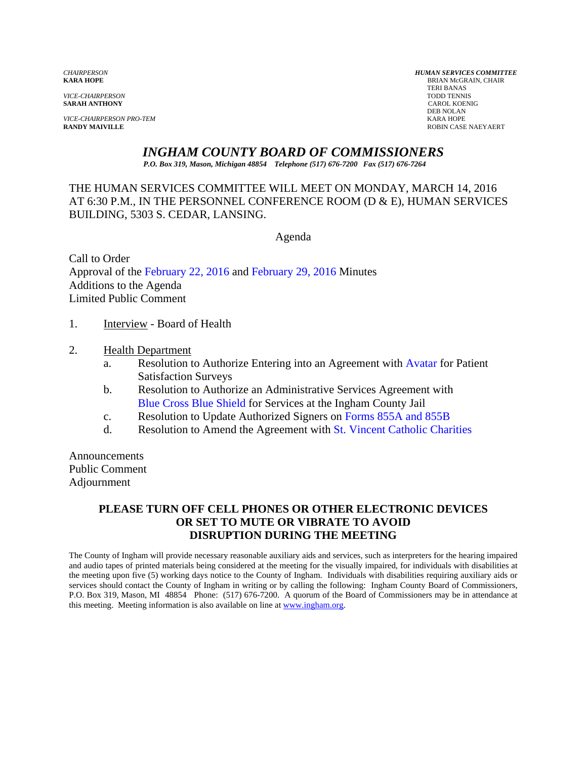*CHAIRPERSON*
**KARA HOPE**

*VICE-CHAIRPERSON*
**SARAH ANTHONY**

*VICE-CHAIRPERSON PRO-TEM*
**RANDY MAIVILLE**

***HUMAN SERVICES COMMITTEE***
BRIAN McGRAIN, CHAIR
TERI BANAS
TODD TENNIS
CAROL KOENIG
DEB NOLAN
KARA HOPE
ROBIN CASE NAEYAERT

# *INGHAM COUNTY BOARD OF COMMISSIONERS*

***P.O. Box 319, Mason, Michigan 48854 Telephone (517) 676-7200 Fax (517) 676-7264***

THE HUMAN SERVICES COMMITTEE WILL MEET ON MONDAY, MARCH 14, 2016 AT 6:30 P.M., IN THE PERSONNEL CONFERENCE ROOM (D & E), HUMAN SERVICES BUILDING, 5303 S. CEDAR, LANSING.

Agenda

Call to Order
Approval of the February 22, 2016 and February 29, 2016 Minutes
Additions to the Agenda
Limited Public Comment

1. Interview - Board of Health

2. Health Department
   a. Resolution to Authorize Entering into an Agreement with Avatar for Patient Satisfaction Surveys
   b. Resolution to Authorize an Administrative Services Agreement with Blue Cross Blue Shield for Services at the Ingham County Jail
   c. Resolution to Update Authorized Signers on Forms 855A and 855B
   d. Resolution to Amend the Agreement with St. Vincent Catholic Charities

Announcements
Public Comment
Adjournment

**PLEASE TURN OFF CELL PHONES OR OTHER ELECTRONIC DEVICES OR SET TO MUTE OR VIBRATE TO AVOID DISRUPTION DURING THE MEETING**

The County of Ingham will provide necessary reasonable auxiliary aids and services, such as interpreters for the hearing impaired and audio tapes of printed materials being considered at the meeting for the visually impaired, for individuals with disabilities at the meeting upon five (5) working days notice to the County of Ingham. Individuals with disabilities requiring auxiliary aids or services should contact the County of Ingham in writing or by calling the following: Ingham County Board of Commissioners, P.O. Box 319, Mason, MI 48854 Phone: (517) 676-7200. A quorum of the Board of Commissioners may be in attendance at this meeting. Meeting information is also available on line at www.ingham.org.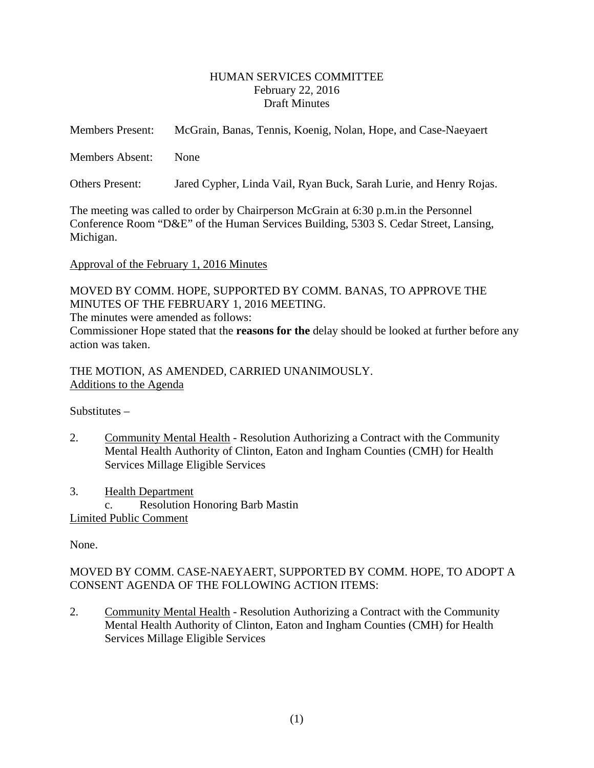HUMAN SERVICES COMMITTEE
February 22, 2016
Draft Minutes

Members Present: McGrain, Banas, Tennis, Koenig, Nolan, Hope, and Case-Naeyaert

Members Absent: None

Others Present: Jared Cypher, Linda Vail, Ryan Buck, Sarah Lurie, and Henry Rojas.

The meeting was called to order by Chairperson McGrain at 6:30 p.m.in the Personnel Conference Room "D&E" of the Human Services Building, 5303 S. Cedar Street, Lansing, Michigan.

Approval of the February 1, 2016 Minutes

MOVED BY COMM. HOPE, SUPPORTED BY COMM. BANAS, TO APPROVE THE MINUTES OF THE FEBRUARY 1, 2016 MEETING.
The minutes were amended as follows:
Commissioner Hope stated that the **reasons for the** delay should be looked at further before any action was taken.

THE MOTION, AS AMENDED, CARRIED UNANIMOUSLY.

Additions to the Agenda

Substitutes –

2. Community Mental Health - Resolution Authorizing a Contract with the Community Mental Health Authority of Clinton, Eaton and Ingham Counties (CMH) for Health Services Millage Eligible Services

3. Health Department
   c. Resolution Honoring Barb Mastin

Limited Public Comment

None.

MOVED BY COMM. CASE-NAEYAERT, SUPPORTED BY COMM. HOPE, TO ADOPT A CONSENT AGENDA OF THE FOLLOWING ACTION ITEMS:

2. Community Mental Health - Resolution Authorizing a Contract with the Community Mental Health Authority of Clinton, Eaton and Ingham Counties (CMH) for Health Services Millage Eligible Services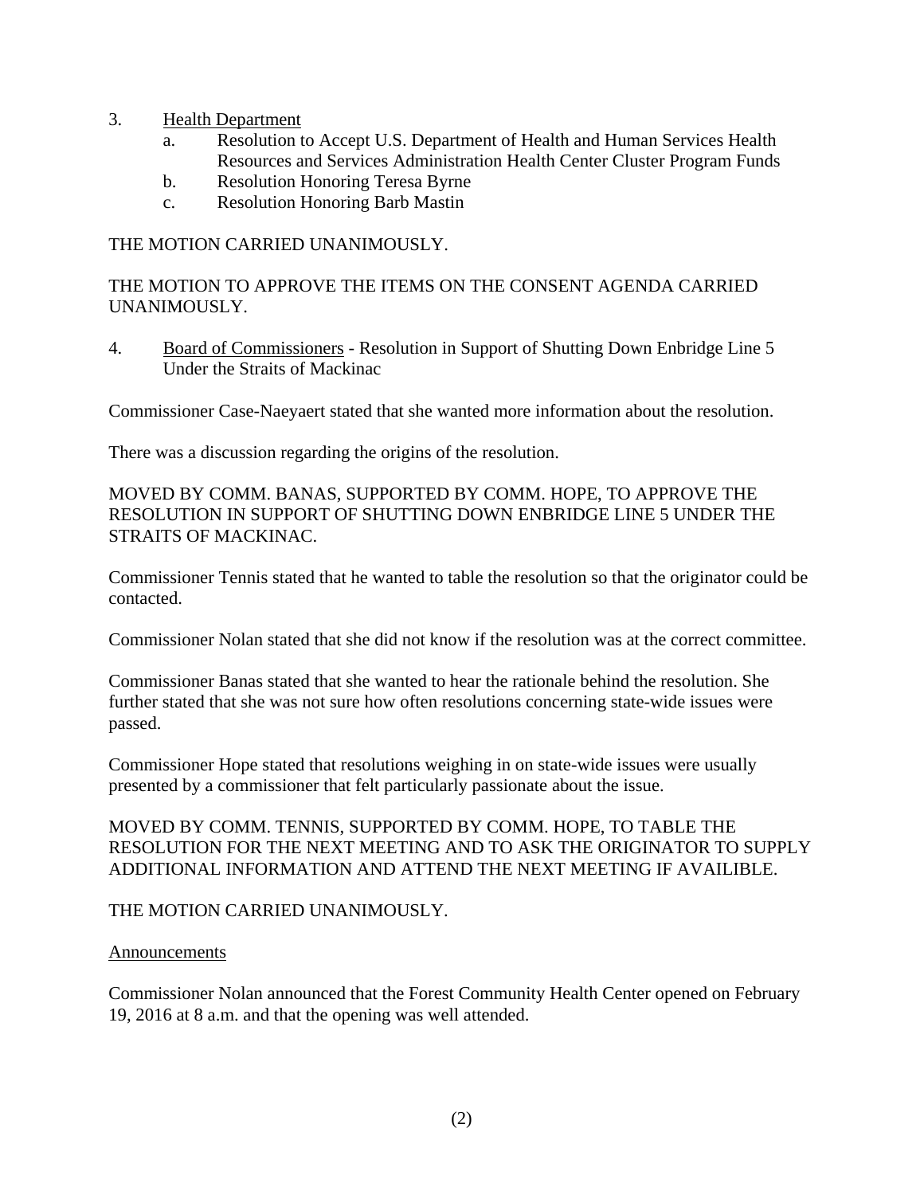3. <u>Health Department</u>
    a. Resolution to Accept U.S. Department of Health and Human Services Health Resources and Services Administration Health Center Cluster Program Funds
    b. Resolution Honoring Teresa Byrne
    c. Resolution Honoring Barb Mastin

THE MOTION CARRIED UNANIMOUSLY.

THE MOTION TO APPROVE THE ITEMS ON THE CONSENT AGENDA CARRIED UNANIMOUSLY.

4. <u>Board of Commissioners</u> - Resolution in Support of Shutting Down Enbridge Line 5 Under the Straits of Mackinac

Commissioner Case-Naeyaert stated that she wanted more information about the resolution.

There was a discussion regarding the origins of the resolution.

MOVED BY COMM. BANAS, SUPPORTED BY COMM. HOPE, TO APPROVE THE RESOLUTION IN SUPPORT OF SHUTTING DOWN ENBRIDGE LINE 5 UNDER THE STRAITS OF MACKINAC.

Commissioner Tennis stated that he wanted to table the resolution so that the originator could be contacted.

Commissioner Nolan stated that she did not know if the resolution was at the correct committee.

Commissioner Banas stated that she wanted to hear the rationale behind the resolution. She further stated that she was not sure how often resolutions concerning state-wide issues were passed.

Commissioner Hope stated that resolutions weighing in on state-wide issues were usually presented by a commissioner that felt particularly passionate about the issue.

MOVED BY COMM. TENNIS, SUPPORTED BY COMM. HOPE, TO TABLE THE RESOLUTION FOR THE NEXT MEETING AND TO ASK THE ORIGINATOR TO SUPPLY ADDITIONAL INFORMATION AND ATTEND THE NEXT MEETING IF AVAILIBLE.

THE MOTION CARRIED UNANIMOUSLY.

<u>Announcements</u>

Commissioner Nolan announced that the Forest Community Health Center opened on February 19, 2016 at 8 a.m. and that the opening was well attended.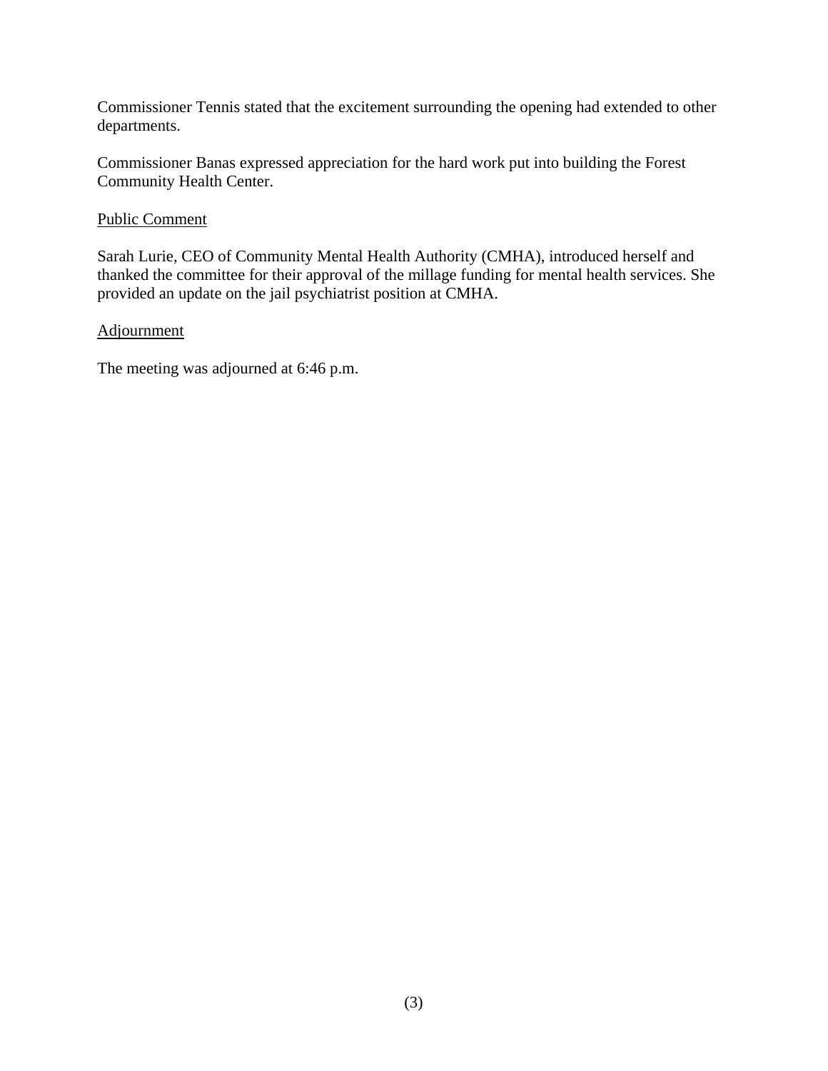Commissioner Tennis stated that the excitement surrounding the opening had extended to other departments.

Commissioner Banas expressed appreciation for the hard work put into building the Forest Community Health Center.

<u>Public Comment</u>

Sarah Lurie, CEO of Community Mental Health Authority (CMHA), introduced herself and thanked the committee for their approval of the millage funding for mental health services. She provided an update on the jail psychiatrist position at CMHA.

<u>Adjournment</u>

The meeting was adjourned at 6:46 p.m.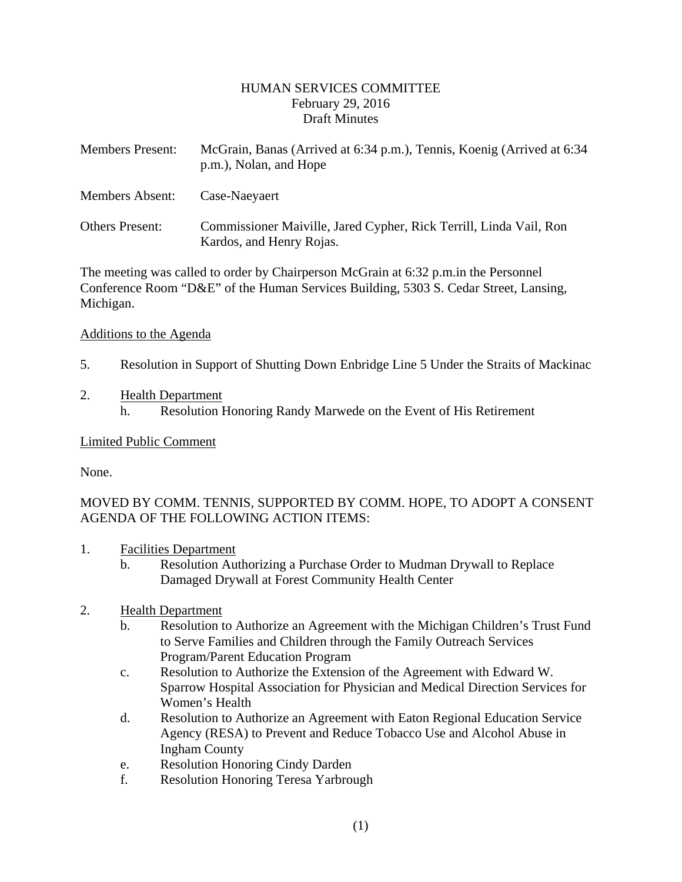HUMAN SERVICES COMMITTEE
February 29, 2016
Draft Minutes

Members Present: McGrain, Banas (Arrived at 6:34 p.m.), Tennis, Koenig (Arrived at 6:34 p.m.), Nolan, and Hope

Members Absent: Case-Naeyaert

Others Present: Commissioner Maiville, Jared Cypher, Rick Terrill, Linda Vail, Ron Kardos, and Henry Rojas.

The meeting was called to order by Chairperson McGrain at 6:32 p.m.in the Personnel Conference Room "D&E" of the Human Services Building, 5303 S. Cedar Street, Lansing, Michigan.

Additions to the Agenda

5. Resolution in Support of Shutting Down Enbridge Line 5 Under the Straits of Mackinac

2. Health Department
   h. Resolution Honoring Randy Marwede on the Event of His Retirement

Limited Public Comment

None.

MOVED BY COMM. TENNIS, SUPPORTED BY COMM. HOPE, TO ADOPT A CONSENT AGENDA OF THE FOLLOWING ACTION ITEMS:

1. Facilities Department
   b. Resolution Authorizing a Purchase Order to Mudman Drywall to Replace Damaged Drywall at Forest Community Health Center

2. Health Department
   b. Resolution to Authorize an Agreement with the Michigan Children's Trust Fund to Serve Families and Children through the Family Outreach Services Program/Parent Education Program
   c. Resolution to Authorize the Extension of the Agreement with Edward W. Sparrow Hospital Association for Physician and Medical Direction Services for Women's Health
   d. Resolution to Authorize an Agreement with Eaton Regional Education Service Agency (RESA) to Prevent and Reduce Tobacco Use and Alcohol Abuse in Ingham County
   e. Resolution Honoring Cindy Darden
   f. Resolution Honoring Teresa Yarbrough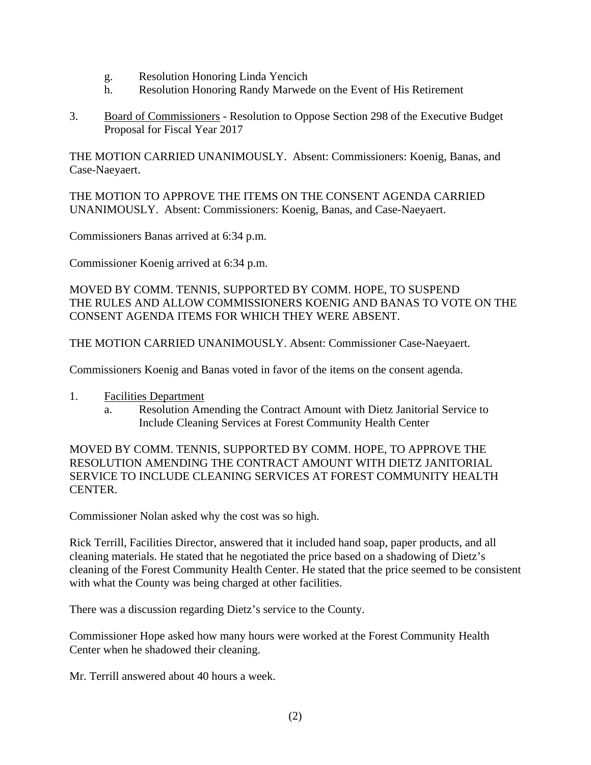g. Resolution Honoring Linda Yencich

h. Resolution Honoring Randy Marwede on the Event of His Retirement

3. Board of Commissioners - Resolution to Oppose Section 298 of the Executive Budget Proposal for Fiscal Year 2017

THE MOTION CARRIED UNANIMOUSLY. Absent: Commissioners: Koenig, Banas, and Case-Naeyaert.

THE MOTION TO APPROVE THE ITEMS ON THE CONSENT AGENDA CARRIED UNANIMOUSLY. Absent: Commissioners: Koenig, Banas, and Case-Naeyaert.

Commissioners Banas arrived at 6:34 p.m.

Commissioner Koenig arrived at 6:34 p.m.

MOVED BY COMM. TENNIS, SUPPORTED BY COMM. HOPE, TO SUSPEND THE RULES AND ALLOW COMMISSIONERS KOENIG AND BANAS TO VOTE ON THE CONSENT AGENDA ITEMS FOR WHICH THEY WERE ABSENT.

THE MOTION CARRIED UNANIMOUSLY. Absent: Commissioner Case-Naeyaert.

Commissioners Koenig and Banas voted in favor of the items on the consent agenda.

1. Facilities Department

   a. Resolution Amending the Contract Amount with Dietz Janitorial Service to Include Cleaning Services at Forest Community Health Center

MOVED BY COMM. TENNIS, SUPPORTED BY COMM. HOPE, TO APPROVE THE RESOLUTION AMENDING THE CONTRACT AMOUNT WITH DIETZ JANITORIAL SERVICE TO INCLUDE CLEANING SERVICES AT FOREST COMMUNITY HEALTH CENTER.

Commissioner Nolan asked why the cost was so high.

Rick Terrill, Facilities Director, answered that it included hand soap, paper products, and all cleaning materials. He stated that he negotiated the price based on a shadowing of Dietz's cleaning of the Forest Community Health Center. He stated that the price seemed to be consistent with what the County was being charged at other facilities.

There was a discussion regarding Dietz's service to the County.

Commissioner Hope asked how many hours were worked at the Forest Community Health Center when he shadowed their cleaning.

Mr. Terrill answered about 40 hours a week.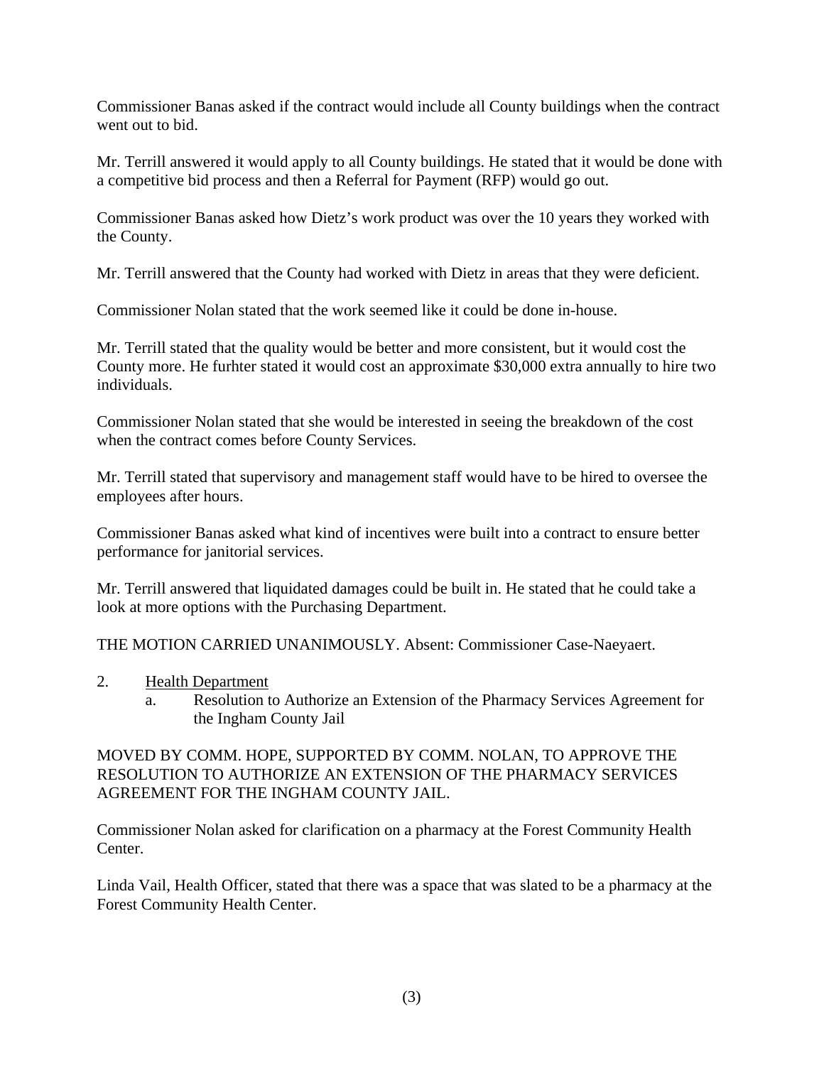Commissioner Banas asked if the contract would include all County buildings when the contract went out to bid.

Mr. Terrill answered it would apply to all County buildings. He stated that it would be done with a competitive bid process and then a Referral for Payment (RFP) would go out.

Commissioner Banas asked how Dietz's work product was over the 10 years they worked with the County.

Mr. Terrill answered that the County had worked with Dietz in areas that they were deficient.

Commissioner Nolan stated that the work seemed like it could be done in-house.

Mr. Terrill stated that the quality would be better and more consistent, but it would cost the County more. He furhter stated it would cost an approximate $30,000 extra annually to hire two individuals.

Commissioner Nolan stated that she would be interested in seeing the breakdown of the cost when the contract comes before County Services.

Mr. Terrill stated that supervisory and management staff would have to be hired to oversee the employees after hours.

Commissioner Banas asked what kind of incentives were built into a contract to ensure better performance for janitorial services.

Mr. Terrill answered that liquidated damages could be built in. He stated that he could take a look at more options with the Purchasing Department.

THE MOTION CARRIED UNANIMOUSLY. Absent: Commissioner Case-Naeyaert.

2. Health Department
   a. Resolution to Authorize an Extension of the Pharmacy Services Agreement for the Ingham County Jail

MOVED BY COMM. HOPE, SUPPORTED BY COMM. NOLAN, TO APPROVE THE RESOLUTION TO AUTHORIZE AN EXTENSION OF THE PHARMACY SERVICES AGREEMENT FOR THE INGHAM COUNTY JAIL.

Commissioner Nolan asked for clarification on a pharmacy at the Forest Community Health Center.

Linda Vail, Health Officer, stated that there was a space that was slated to be a pharmacy at the Forest Community Health Center.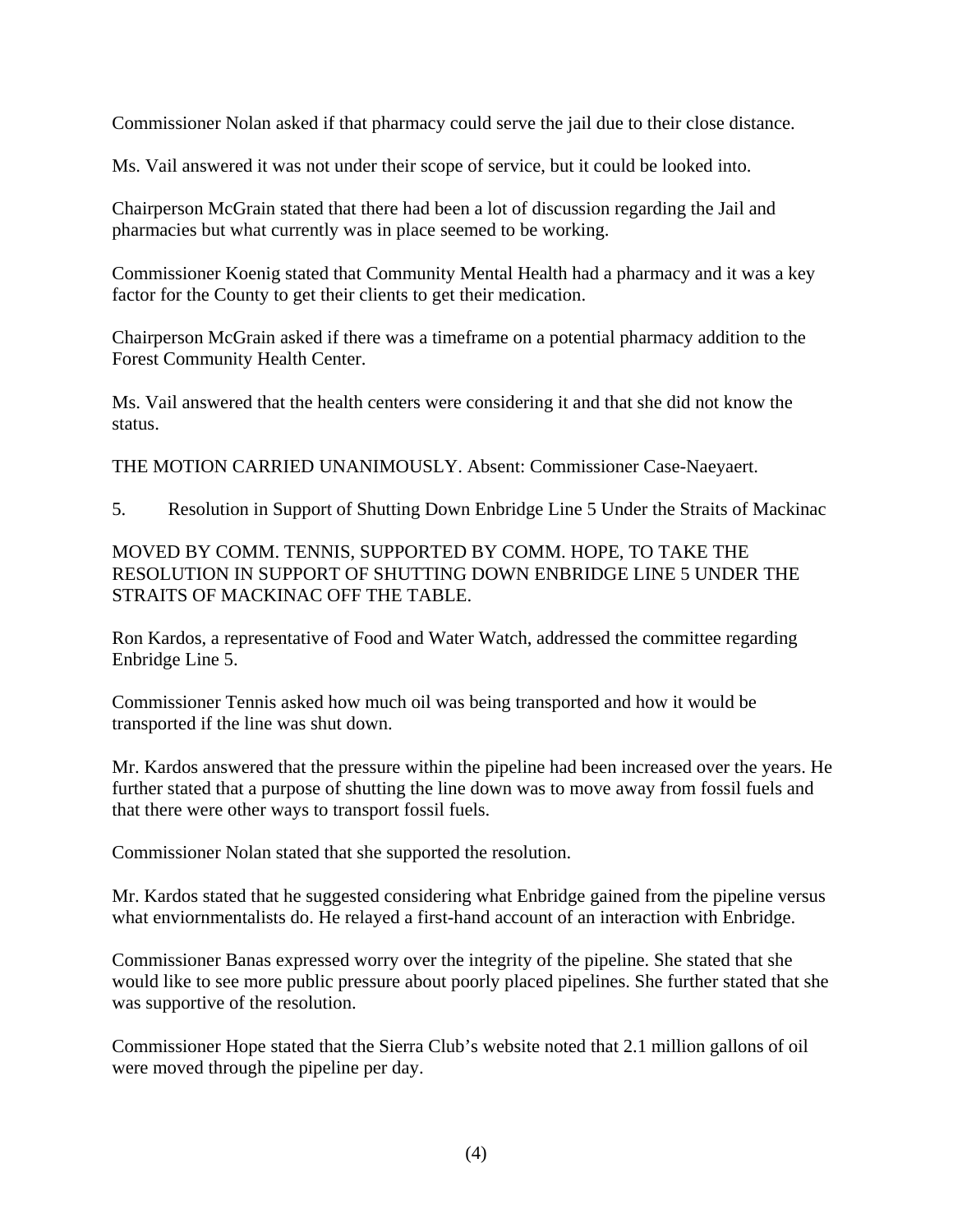Commissioner Nolan asked if that pharmacy could serve the jail due to their close distance.

Ms. Vail answered it was not under their scope of service, but it could be looked into.

Chairperson McGrain stated that there had been a lot of discussion regarding the Jail and pharmacies but what currently was in place seemed to be working.

Commissioner Koenig stated that Community Mental Health had a pharmacy and it was a key factor for the County to get their clients to get their medication.

Chairperson McGrain asked if there was a timeframe on a potential pharmacy addition to the Forest Community Health Center.

Ms. Vail answered that the health centers were considering it and that she did not know the status.

THE MOTION CARRIED UNANIMOUSLY. Absent: Commissioner Case-Naeyaert.

5. Resolution in Support of Shutting Down Enbridge Line 5 Under the Straits of Mackinac

MOVED BY COMM. TENNIS, SUPPORTED BY COMM. HOPE, TO TAKE THE RESOLUTION IN SUPPORT OF SHUTTING DOWN ENBRIDGE LINE 5 UNDER THE STRAITS OF MACKINAC OFF THE TABLE.

Ron Kardos, a representative of Food and Water Watch, addressed the committee regarding Enbridge Line 5.

Commissioner Tennis asked how much oil was being transported and how it would be transported if the line was shut down.

Mr. Kardos answered that the pressure within the pipeline had been increased over the years. He further stated that a purpose of shutting the line down was to move away from fossil fuels and that there were other ways to transport fossil fuels.

Commissioner Nolan stated that she supported the resolution.

Mr. Kardos stated that he suggested considering what Enbridge gained from the pipeline versus what enviornmentalists do. He relayed a first-hand account of an interaction with Enbridge.

Commissioner Banas expressed worry over the integrity of the pipeline. She stated that she would like to see more public pressure about poorly placed pipelines. She further stated that she was supportive of the resolution.

Commissioner Hope stated that the Sierra Club's website noted that 2.1 million gallons of oil were moved through the pipeline per day.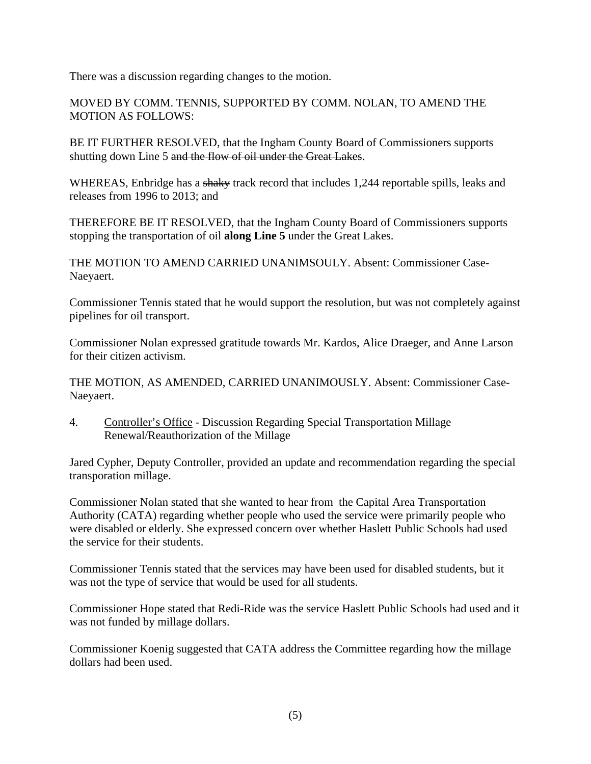There was a discussion regarding changes to the motion.

MOVED BY COMM. TENNIS, SUPPORTED BY COMM. NOLAN, TO AMEND THE MOTION AS FOLLOWS:

BE IT FURTHER RESOLVED, that the Ingham County Board of Commissioners supports shutting down Line 5 ~~and the flow of oil under the Great Lakes~~.

WHEREAS, Enbridge has a ~~shaky~~ track record that includes 1,244 reportable spills, leaks and releases from 1996 to 2013; and

THEREFORE BE IT RESOLVED, that the Ingham County Board of Commissioners supports stopping the transportation of oil **along Line 5** under the Great Lakes.

THE MOTION TO AMEND CARRIED UNANIMSOULY. Absent: Commissioner Case-Naeyaert.

Commissioner Tennis stated that he would support the resolution, but was not completely against pipelines for oil transport.

Commissioner Nolan expressed gratitude towards Mr. Kardos, Alice Draeger, and Anne Larson for their citizen activism.

THE MOTION, AS AMENDED, CARRIED UNANIMOUSLY. Absent: Commissioner Case-Naeyaert.

4. Controller's Office - Discussion Regarding Special Transportation Millage Renewal/Reauthorization of the Millage

Jared Cypher, Deputy Controller, provided an update and recommendation regarding the special transporation millage.

Commissioner Nolan stated that she wanted to hear from the Capital Area Transportation Authority (CATA) regarding whether people who used the service were primarily people who were disabled or elderly. She expressed concern over whether Haslett Public Schools had used the service for their students.

Commissioner Tennis stated that the services may have been used for disabled students, but it was not the type of service that would be used for all students.

Commissioner Hope stated that Redi-Ride was the service Haslett Public Schools had used and it was not funded by millage dollars.

Commissioner Koenig suggested that CATA address the Committee regarding how the millage dollars had been used.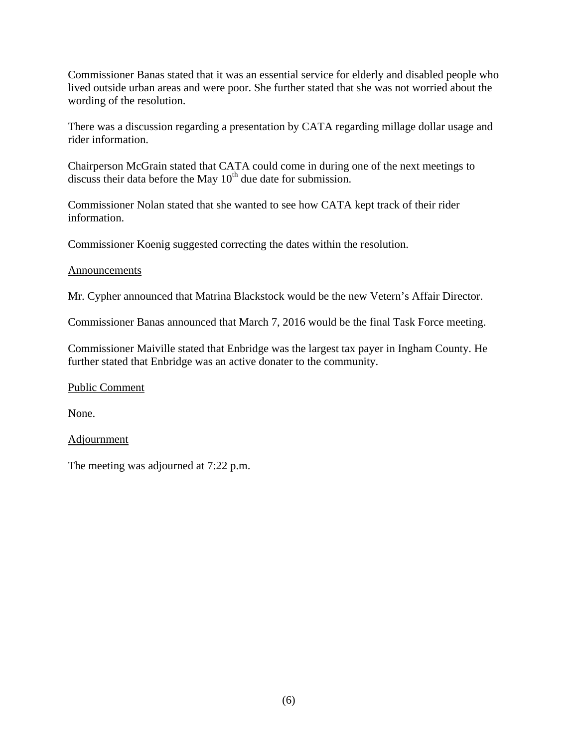Commissioner Banas stated that it was an essential service for elderly and disabled people who lived outside urban areas and were poor. She further stated that she was not worried about the wording of the resolution.

There was a discussion regarding a presentation by CATA regarding millage dollar usage and rider information.

Chairperson McGrain stated that CATA could come in during one of the next meetings to discuss their data before the May 10th due date for submission.

Commissioner Nolan stated that she wanted to see how CATA kept track of their rider information.

Commissioner Koenig suggested correcting the dates within the resolution.

Announcements

Mr. Cypher announced that Matrina Blackstock would be the new Vetern's Affair Director.

Commissioner Banas announced that March 7, 2016 would be the final Task Force meeting.

Commissioner Maiville stated that Enbridge was the largest tax payer in Ingham County. He further stated that Enbridge was an active donater to the community.

Public Comment

None.

Adjournment

The meeting was adjourned at 7:22 p.m.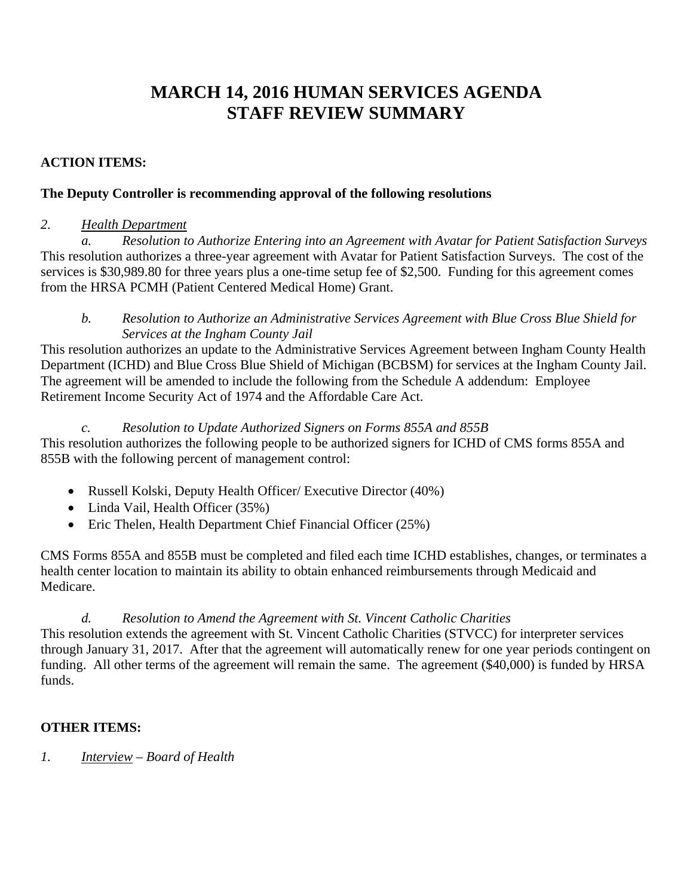# MARCH 14, 2016 HUMAN SERVICES AGENDA STAFF REVIEW SUMMARY

**ACTION ITEMS:**

**The Deputy Controller is recommending approval of the following resolutions**

*2.* *Health Department*

*a. Resolution to Authorize Entering into an Agreement with Avatar for Patient Satisfaction Surveys*

This resolution authorizes a three-year agreement with Avatar for Patient Satisfaction Surveys. The cost of the services is $30,989.80 for three years plus a one-time setup fee of $2,500. Funding for this agreement comes from the HRSA PCMH (Patient Centered Medical Home) Grant.

*b. Resolution to Authorize an Administrative Services Agreement with Blue Cross Blue Shield for Services at the Ingham County Jail*

This resolution authorizes an update to the Administrative Services Agreement between Ingham County Health Department (ICHD) and Blue Cross Blue Shield of Michigan (BCBSM) for services at the Ingham County Jail. The agreement will be amended to include the following from the Schedule A addendum: Employee Retirement Income Security Act of 1974 and the Affordable Care Act.

*c. Resolution to Update Authorized Signers on Forms 855A and 855B*

This resolution authorizes the following people to be authorized signers for ICHD of CMS forms 855A and 855B with the following percent of management control:

- Russell Kolski, Deputy Health Officer/ Executive Director (40%)
- Linda Vail, Health Officer (35%)
- Eric Thelen, Health Department Chief Financial Officer (25%)

CMS Forms 855A and 855B must be completed and filed each time ICHD establishes, changes, or terminates a health center location to maintain its ability to obtain enhanced reimbursements through Medicaid and Medicare.

*d. Resolution to Amend the Agreement with St. Vincent Catholic Charities*

This resolution extends the agreement with St. Vincent Catholic Charities (STVCC) for interpreter services through January 31, 2017. After that the agreement will automatically renew for one year periods contingent on funding. All other terms of the agreement will remain the same. The agreement ($40,000) is funded by HRSA funds.

**OTHER ITEMS:**

*1.* *Interview – Board of Health*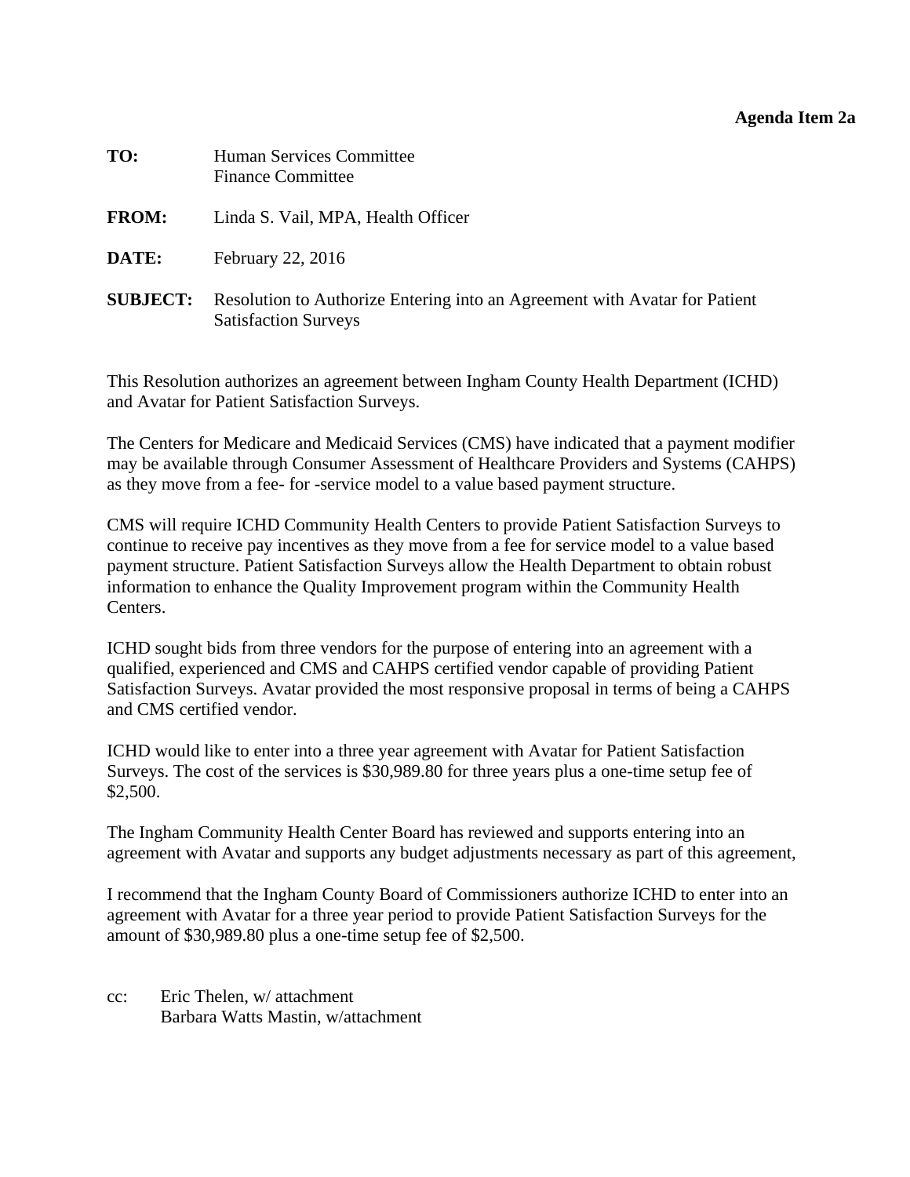**Agenda Item 2a**

**TO:** Human Services Committee
Finance Committee

**FROM:** Linda S. Vail, MPA, Health Officer

**DATE:** February 22, 2016

**SUBJECT:** Resolution to Authorize Entering into an Agreement with Avatar for Patient Satisfaction Surveys

This Resolution authorizes an agreement between Ingham County Health Department (ICHD) and Avatar for Patient Satisfaction Surveys.

The Centers for Medicare and Medicaid Services (CMS) have indicated that a payment modifier may be available through Consumer Assessment of Healthcare Providers and Systems (CAHPS) as they move from a fee- for -service model to a value based payment structure.

CMS will require ICHD Community Health Centers to provide Patient Satisfaction Surveys to continue to receive pay incentives as they move from a fee for service model to a value based payment structure. Patient Satisfaction Surveys allow the Health Department to obtain robust information to enhance the Quality Improvement program within the Community Health Centers.

ICHD sought bids from three vendors for the purpose of entering into an agreement with a qualified, experienced and CMS and CAHPS certified vendor capable of providing Patient Satisfaction Surveys. Avatar provided the most responsive proposal in terms of being a CAHPS and CMS certified vendor.

ICHD would like to enter into a three year agreement with Avatar for Patient Satisfaction Surveys. The cost of the services is $30,989.80 for three years plus a one-time setup fee of $2,500.

The Ingham Community Health Center Board has reviewed and supports entering into an agreement with Avatar and supports any budget adjustments necessary as part of this agreement,

I recommend that the Ingham County Board of Commissioners authorize ICHD to enter into an agreement with Avatar for a three year period to provide Patient Satisfaction Surveys for the amount of $30,989.80 plus a one-time setup fee of $2,500.

cc: Eric Thelen, w/ attachment
Barbara Watts Mastin, w/attachment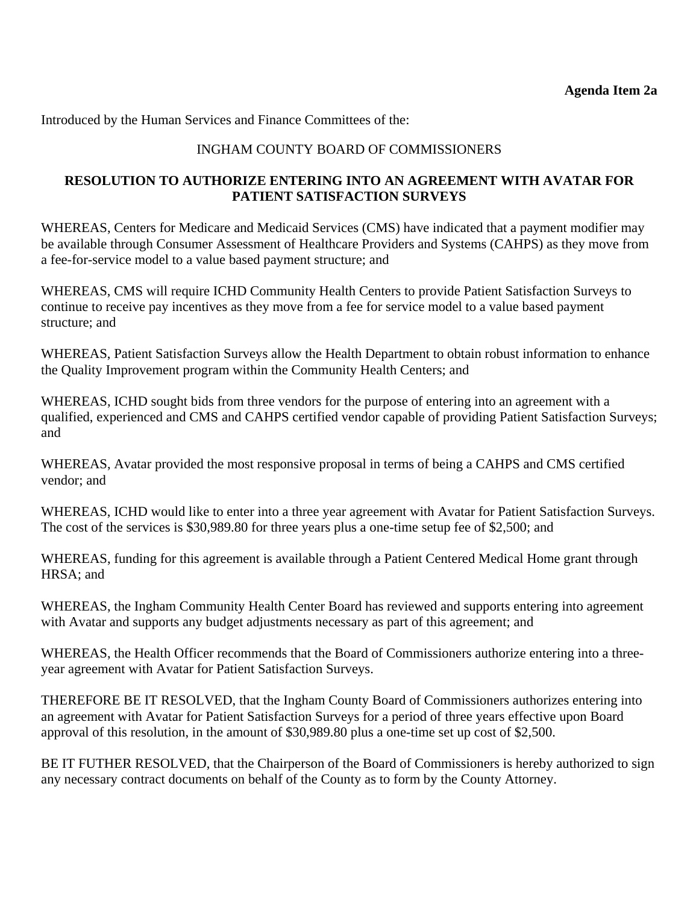**Agenda Item 2a**

Introduced by the Human Services and Finance Committees of the:

INGHAM COUNTY BOARD OF COMMISSIONERS

**RESOLUTION TO AUTHORIZE ENTERING INTO AN AGREEMENT WITH AVATAR FOR PATIENT SATISFACTION SURVEYS**

WHEREAS, Centers for Medicare and Medicaid Services (CMS) have indicated that a payment modifier may be available through Consumer Assessment of Healthcare Providers and Systems (CAHPS) as they move from a fee-for-service model to a value based payment structure; and

WHEREAS, CMS will require ICHD Community Health Centers to provide Patient Satisfaction Surveys to continue to receive pay incentives as they move from a fee for service model to a value based payment structure; and

WHEREAS, Patient Satisfaction Surveys allow the Health Department to obtain robust information to enhance the Quality Improvement program within the Community Health Centers; and

WHEREAS, ICHD sought bids from three vendors for the purpose of entering into an agreement with a qualified, experienced and CMS and CAHPS certified vendor capable of providing Patient Satisfaction Surveys; and

WHEREAS, Avatar provided the most responsive proposal in terms of being a CAHPS and CMS certified vendor; and

WHEREAS, ICHD would like to enter into a three year agreement with Avatar for Patient Satisfaction Surveys. The cost of the services is $30,989.80 for three years plus a one-time setup fee of $2,500; and

WHEREAS, funding for this agreement is available through a Patient Centered Medical Home grant through HRSA; and

WHEREAS, the Ingham Community Health Center Board has reviewed and supports entering into agreement with Avatar and supports any budget adjustments necessary as part of this agreement; and

WHEREAS, the Health Officer recommends that the Board of Commissioners authorize entering into a three-year agreement with Avatar for Patient Satisfaction Surveys.

THEREFORE BE IT RESOLVED, that the Ingham County Board of Commissioners authorizes entering into an agreement with Avatar for Patient Satisfaction Surveys for a period of three years effective upon Board approval of this resolution, in the amount of $30,989.80 plus a one-time set up cost of $2,500.

BE IT FUTHER RESOLVED, that the Chairperson of the Board of Commissioners is hereby authorized to sign any necessary contract documents on behalf of the County as to form by the County Attorney.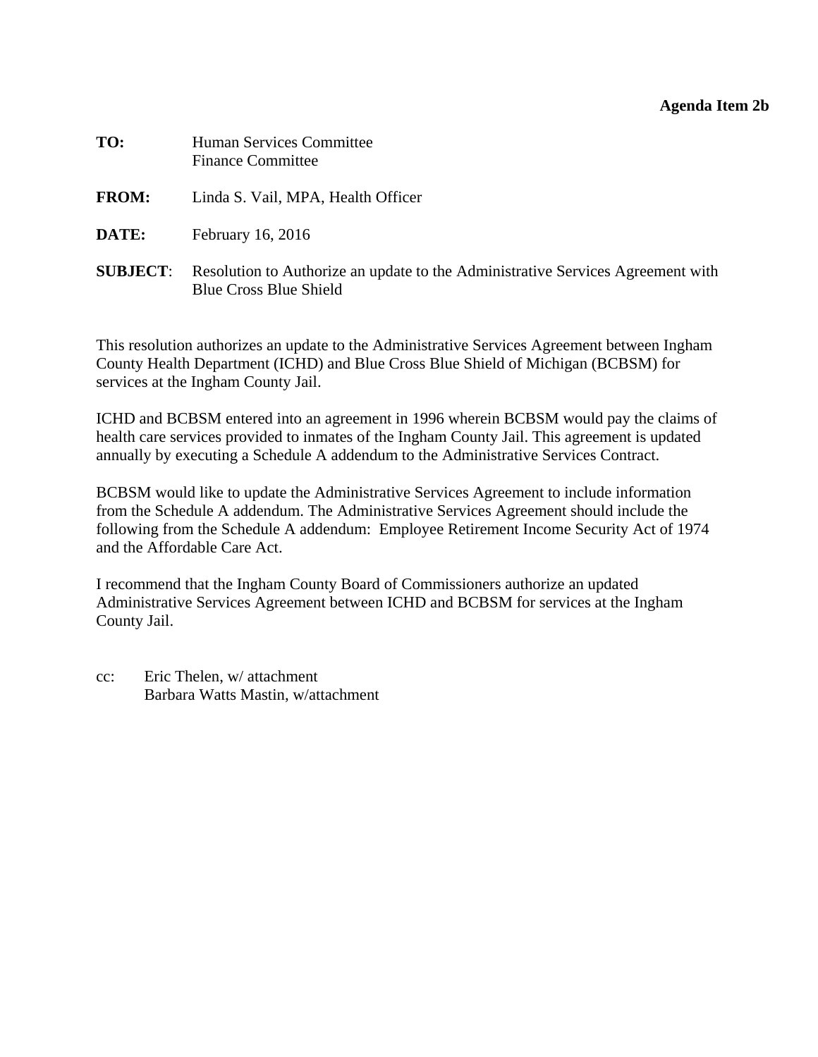**Agenda Item 2b**

**TO:** Human Services Committee
Finance Committee

**FROM:** Linda S. Vail, MPA, Health Officer

**DATE:** February 16, 2016

**SUBJECT**: Resolution to Authorize an update to the Administrative Services Agreement with Blue Cross Blue Shield

This resolution authorizes an update to the Administrative Services Agreement between Ingham County Health Department (ICHD) and Blue Cross Blue Shield of Michigan (BCBSM) for services at the Ingham County Jail.

ICHD and BCBSM entered into an agreement in 1996 wherein BCBSM would pay the claims of health care services provided to inmates of the Ingham County Jail. This agreement is updated annually by executing a Schedule A addendum to the Administrative Services Contract.

BCBSM would like to update the Administrative Services Agreement to include information from the Schedule A addendum. The Administrative Services Agreement should include the following from the Schedule A addendum: Employee Retirement Income Security Act of 1974 and the Affordable Care Act.

I recommend that the Ingham County Board of Commissioners authorize an updated Administrative Services Agreement between ICHD and BCBSM for services at the Ingham County Jail.

cc: Eric Thelen, w/ attachment
Barbara Watts Mastin, w/attachment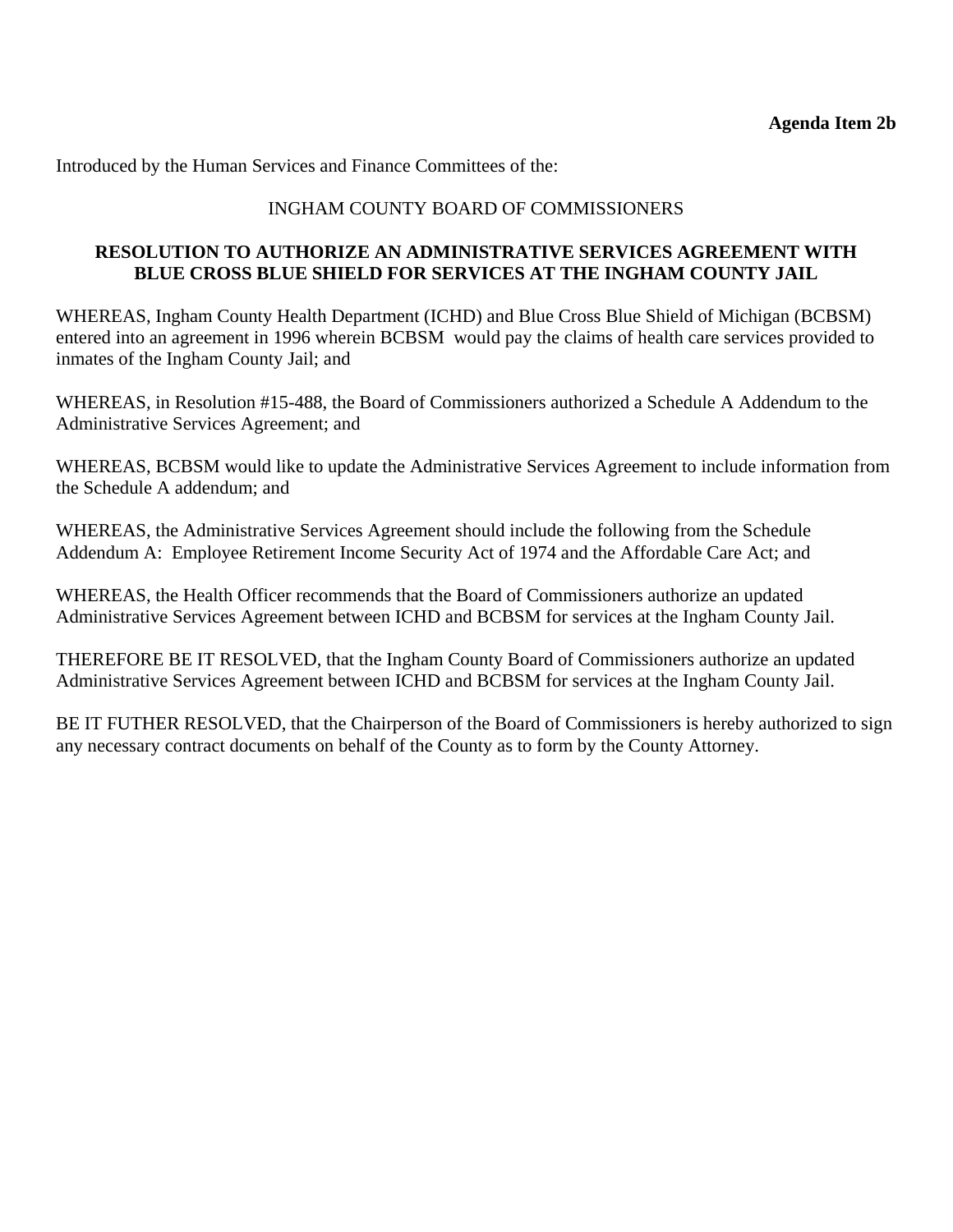**Agenda Item 2b**

Introduced by the Human Services and Finance Committees of the:

INGHAM COUNTY BOARD OF COMMISSIONERS

**RESOLUTION TO AUTHORIZE AN ADMINISTRATIVE SERVICES AGREEMENT WITH BLUE CROSS BLUE SHIELD FOR SERVICES AT THE INGHAM COUNTY JAIL**

WHEREAS, Ingham County Health Department (ICHD) and Blue Cross Blue Shield of Michigan (BCBSM) entered into an agreement in 1996 wherein BCBSM would pay the claims of health care services provided to inmates of the Ingham County Jail; and

WHEREAS, in Resolution #15-488, the Board of Commissioners authorized a Schedule A Addendum to the Administrative Services Agreement; and

WHEREAS, BCBSM would like to update the Administrative Services Agreement to include information from the Schedule A addendum; and

WHEREAS, the Administrative Services Agreement should include the following from the Schedule Addendum A: Employee Retirement Income Security Act of 1974 and the Affordable Care Act; and

WHEREAS, the Health Officer recommends that the Board of Commissioners authorize an updated Administrative Services Agreement between ICHD and BCBSM for services at the Ingham County Jail.

THEREFORE BE IT RESOLVED, that the Ingham County Board of Commissioners authorize an updated Administrative Services Agreement between ICHD and BCBSM for services at the Ingham County Jail.

BE IT FUTHER RESOLVED, that the Chairperson of the Board of Commissioners is hereby authorized to sign any necessary contract documents on behalf of the County as to form by the County Attorney.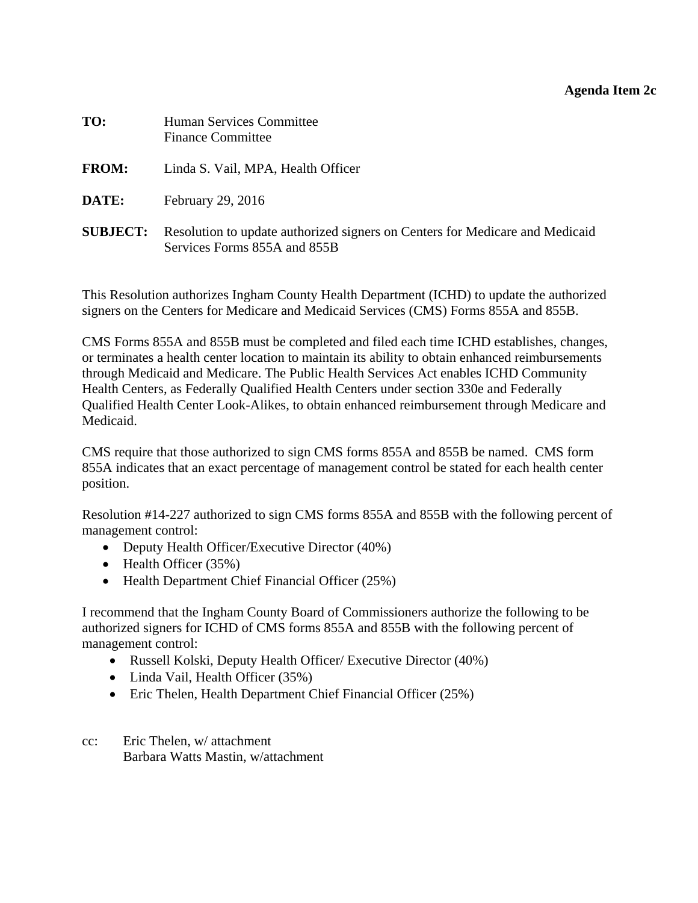**Agenda Item 2c**

**TO:** Human Services Committee
Finance Committee

**FROM:** Linda S. Vail, MPA, Health Officer

**DATE:** February 29, 2016

**SUBJECT:** Resolution to update authorized signers on Centers for Medicare and Medicaid Services Forms 855A and 855B

This Resolution authorizes Ingham County Health Department (ICHD) to update the authorized signers on the Centers for Medicare and Medicaid Services (CMS) Forms 855A and 855B.

CMS Forms 855A and 855B must be completed and filed each time ICHD establishes, changes, or terminates a health center location to maintain its ability to obtain enhanced reimbursements through Medicaid and Medicare. The Public Health Services Act enables ICHD Community Health Centers, as Federally Qualified Health Centers under section 330e and Federally Qualified Health Center Look-Alikes, to obtain enhanced reimbursement through Medicare and Medicaid.

CMS require that those authorized to sign CMS forms 855A and 855B be named. CMS form 855A indicates that an exact percentage of management control be stated for each health center position.

Resolution #14-227 authorized to sign CMS forms 855A and 855B with the following percent of management control:

- Deputy Health Officer/Executive Director (40%)
- Health Officer (35%)
- Health Department Chief Financial Officer (25%)

I recommend that the Ingham County Board of Commissioners authorize the following to be authorized signers for ICHD of CMS forms 855A and 855B with the following percent of management control:

- Russell Kolski, Deputy Health Officer/ Executive Director (40%)
- Linda Vail, Health Officer (35%)
- Eric Thelen, Health Department Chief Financial Officer (25%)

cc: Eric Thelen, w/ attachment
Barbara Watts Mastin, w/attachment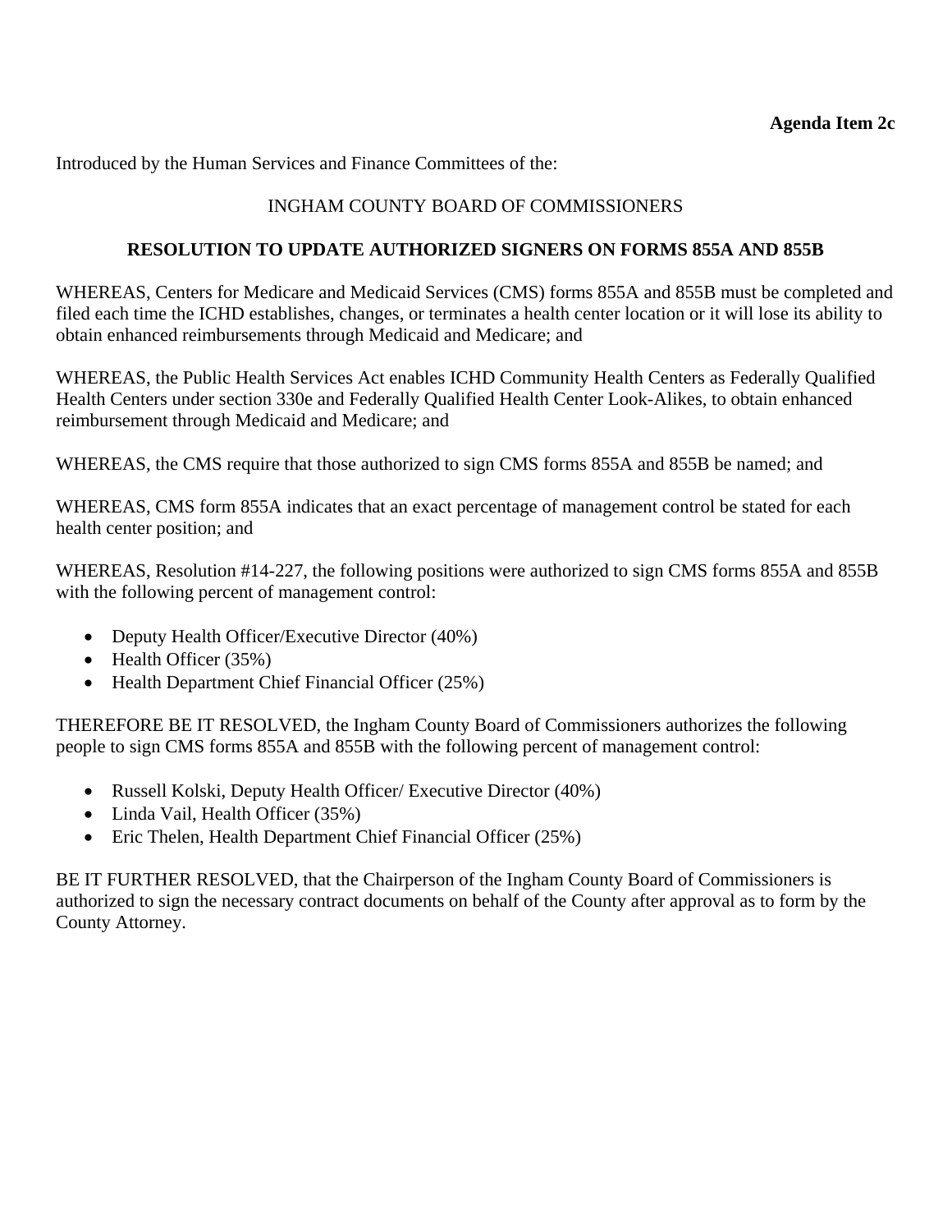**Agenda Item 2c**

Introduced by the Human Services and Finance Committees of the:

INGHAM COUNTY BOARD OF COMMISSIONERS

**RESOLUTION TO UPDATE AUTHORIZED SIGNERS ON FORMS 855A AND 855B**

WHEREAS, Centers for Medicare and Medicaid Services (CMS) forms 855A and 855B must be completed and filed each time the ICHD establishes, changes, or terminates a health center location or it will lose its ability to obtain enhanced reimbursements through Medicaid and Medicare; and

WHEREAS, the Public Health Services Act enables ICHD Community Health Centers as Federally Qualified Health Centers under section 330e and Federally Qualified Health Center Look-Alikes, to obtain enhanced reimbursement through Medicaid and Medicare; and

WHEREAS, the CMS require that those authorized to sign CMS forms 855A and 855B be named; and

WHEREAS, CMS form 855A indicates that an exact percentage of management control be stated for each health center position; and

WHEREAS, Resolution #14-227, the following positions were authorized to sign CMS forms 855A and 855B with the following percent of management control:

- Deputy Health Officer/Executive Director (40%)
- Health Officer (35%)
- Health Department Chief Financial Officer (25%)

THEREFORE BE IT RESOLVED, the Ingham County Board of Commissioners authorizes the following people to sign CMS forms 855A and 855B with the following percent of management control:

- Russell Kolski, Deputy Health Officer/ Executive Director (40%)
- Linda Vail, Health Officer (35%)
- Eric Thelen, Health Department Chief Financial Officer (25%)

BE IT FURTHER RESOLVED, that the Chairperson of the Ingham County Board of Commissioners is authorized to sign the necessary contract documents on behalf of the County after approval as to form by the County Attorney.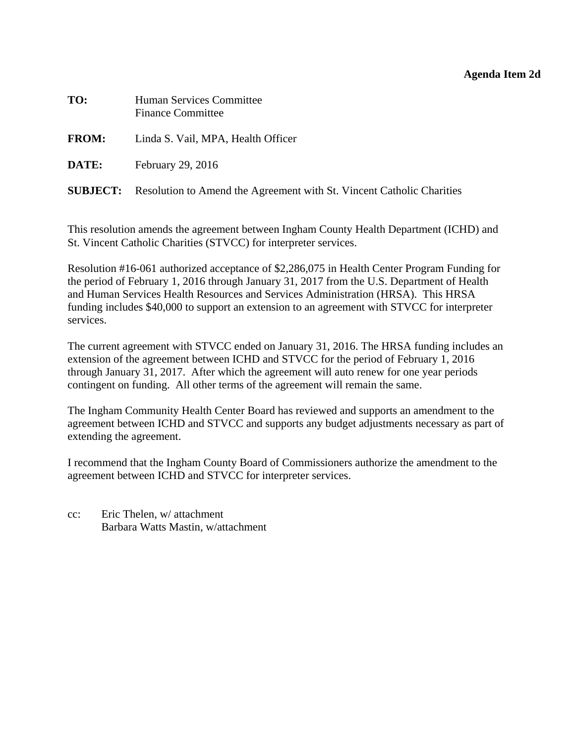**Agenda Item 2d**

**TO:** Human Services Committee
Finance Committee

**FROM:** Linda S. Vail, MPA, Health Officer

**DATE:** February 29, 2016

**SUBJECT:** Resolution to Amend the Agreement with St. Vincent Catholic Charities

This resolution amends the agreement between Ingham County Health Department (ICHD) and St. Vincent Catholic Charities (STVCC) for interpreter services.

Resolution #16-061 authorized acceptance of $2,286,075 in Health Center Program Funding for the period of February 1, 2016 through January 31, 2017 from the U.S. Department of Health and Human Services Health Resources and Services Administration (HRSA). This HRSA funding includes $40,000 to support an extension to an agreement with STVCC for interpreter services.

The current agreement with STVCC ended on January 31, 2016. The HRSA funding includes an extension of the agreement between ICHD and STVCC for the period of February 1, 2016 through January 31, 2017. After which the agreement will auto renew for one year periods contingent on funding. All other terms of the agreement will remain the same.

The Ingham Community Health Center Board has reviewed and supports an amendment to the agreement between ICHD and STVCC and supports any budget adjustments necessary as part of extending the agreement.

I recommend that the Ingham County Board of Commissioners authorize the amendment to the agreement between ICHD and STVCC for interpreter services.

cc: Eric Thelen, w/ attachment
Barbara Watts Mastin, w/attachment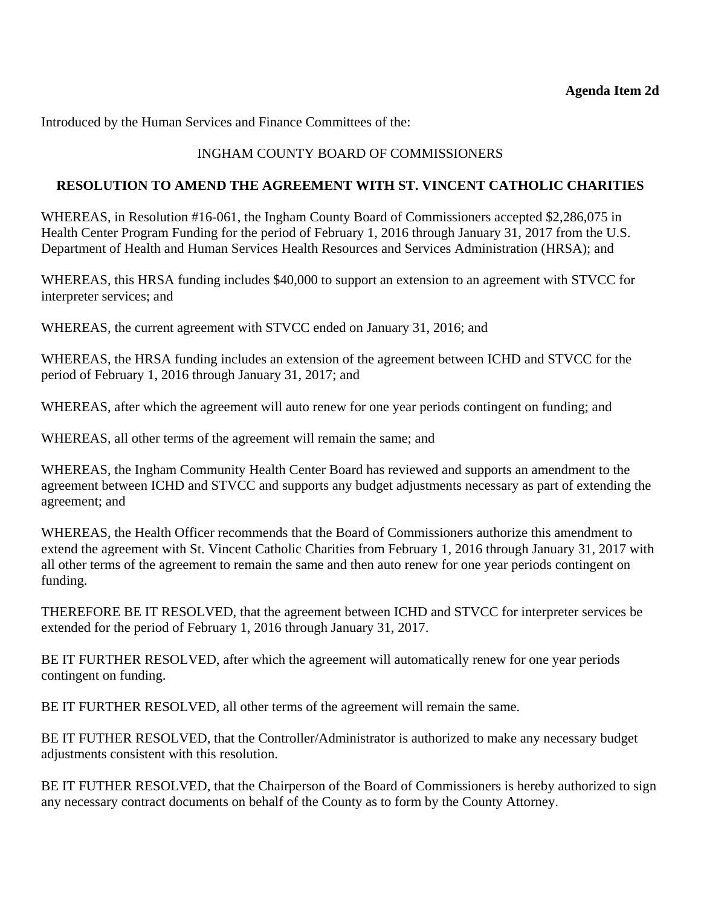**Agenda Item 2d**

Introduced by the Human Services and Finance Committees of the:

INGHAM COUNTY BOARD OF COMMISSIONERS

**RESOLUTION TO AMEND THE AGREEMENT WITH ST. VINCENT CATHOLIC CHARITIES**

WHEREAS, in Resolution #16-061, the Ingham County Board of Commissioners accepted $2,286,075 in Health Center Program Funding for the period of February 1, 2016 through January 31, 2017 from the U.S. Department of Health and Human Services Health Resources and Services Administration (HRSA); and

WHEREAS, this HRSA funding includes $40,000 to support an extension to an agreement with STVCC for interpreter services; and

WHEREAS, the current agreement with STVCC ended on January 31, 2016; and

WHEREAS, the HRSA funding includes an extension of the agreement between ICHD and STVCC for the period of February 1, 2016 through January 31, 2017; and

WHEREAS, after which the agreement will auto renew for one year periods contingent on funding; and

WHEREAS, all other terms of the agreement will remain the same; and

WHEREAS, the Ingham Community Health Center Board has reviewed and supports an amendment to the agreement between ICHD and STVCC and supports any budget adjustments necessary as part of extending the agreement; and

WHEREAS, the Health Officer recommends that the Board of Commissioners authorize this amendment to extend the agreement with St. Vincent Catholic Charities from February 1, 2016 through January 31, 2017 with all other terms of the agreement to remain the same and then auto renew for one year periods contingent on funding.

THEREFORE BE IT RESOLVED, that the agreement between ICHD and STVCC for interpreter services be extended for the period of February 1, 2016 through January 31, 2017.

BE IT FURTHER RESOLVED, after which the agreement will automatically renew for one year periods contingent on funding.

BE IT FURTHER RESOLVED, all other terms of the agreement will remain the same.

BE IT FUTHER RESOLVED, that the Controller/Administrator is authorized to make any necessary budget adjustments consistent with this resolution.

BE IT FUTHER RESOLVED, that the Chairperson of the Board of Commissioners is hereby authorized to sign any necessary contract documents on behalf of the County as to form by the County Attorney.